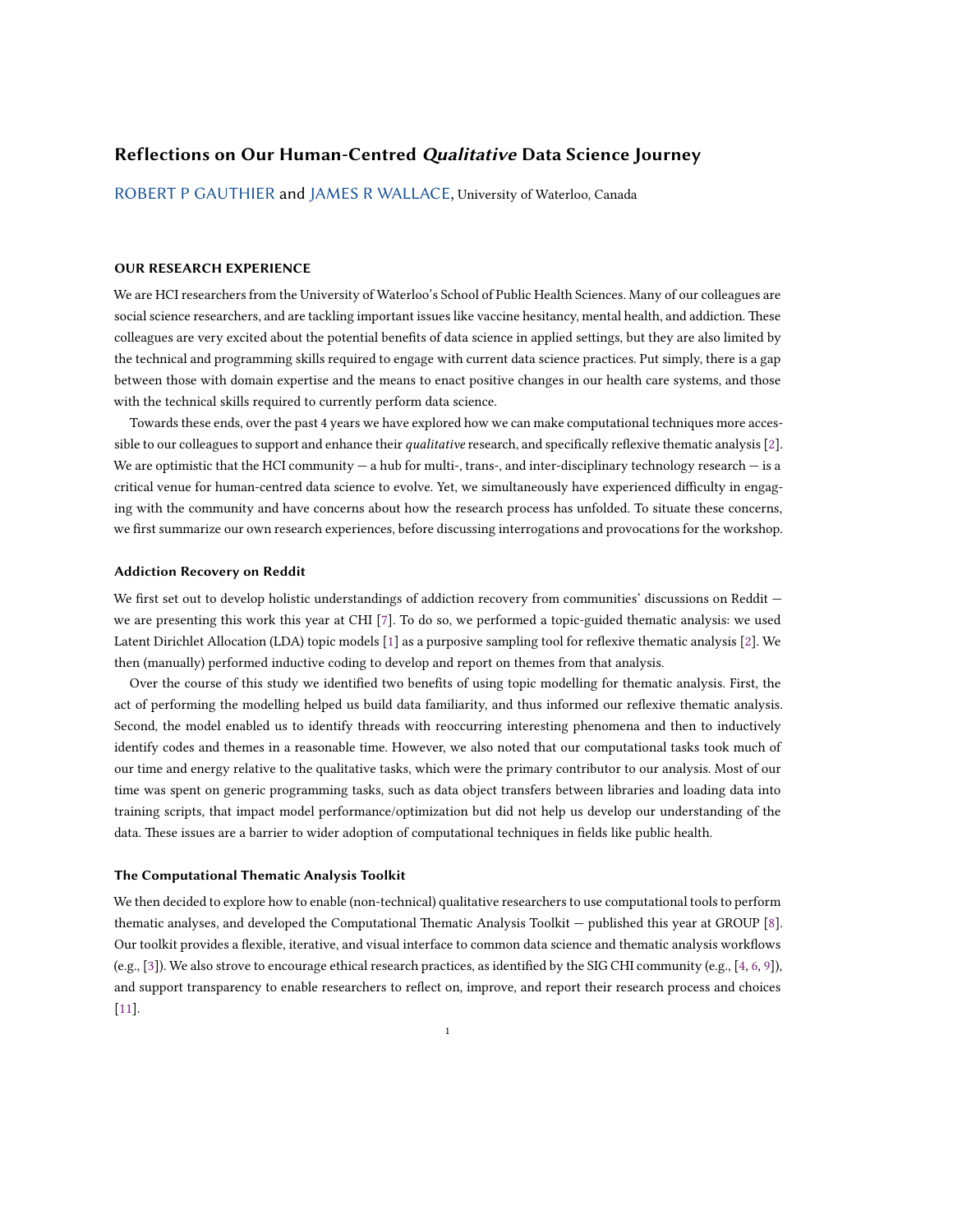# Reflections on Our Human-Centred *Qualitative* Data Science Journey

ROBERT P GAUTHIER and JAMES R WALLACE, University of Waterloo, Canada

## OUR RESEARCH EXPERIENCE

We are HCI researchers from the University of Waterloo's School of Public Health Sciences. Many of our colleagues are social science researchers, and are tackling important issues like vaccine hesitancy, mental health, and addiction. These colleagues are very excited about the potential benefits of data science in applied settings, but they are also limited by the technical and programming skills required to engage with current data science practices. Put simply, there is a gap between those with domain expertise and the means to enact positive changes in our health care systems, and those with the technical skills required to currently perform data science.

Towards these ends, over the past 4 years we have explored how we can make computational techniques more accessible to our colleagues to support and enhance their *qualitative* research, and specifically reflexive thematic analysis [2]. We are optimistic that the HCI community — a hub for multi-, trans-, and inter-disciplinary technology research — is a critical venue for human-centred data science to evolve. Yet, we simultaneously have experienced difficulty in engaging with the community and have concerns about how the research process has unfolded. To situate these concerns, we first summarize our own research experiences, before discussing interrogations and provocations for the workshop.

### Addiction Recovery on Reddit

We first set out to develop holistic understandings of addiction recovery from communities' discussions on Reddit — we are presenting this work this year at CHI [7]. To do so, we performed a topic-guided thematic analysis: we used Latent Dirichlet Allocation (LDA) topic models [1] as a purposive sampling tool for reflexive thematic analysis [2]. We then (manually) performed inductive coding to develop and report on themes from that analysis.

Over the course of this study we identified two benefits of using topic modelling for thematic analysis. First, the act of performing the modelling helped us build data familiarity, and thus informed our reflexive thematic analysis. Second, the model enabled us to identify threads with reoccurring interesting phenomena and then to inductively identify codes and themes in a reasonable time. However, we also noted that our computational tasks took much of our time and energy relative to the qualitative tasks, which were the primary contributor to our analysis. Most of our time was spent on generic programming tasks, such as data object transfers between libraries and loading data into training scripts, that impact model performance/optimization but did not help us develop our understanding of the data. These issues are a barrier to wider adoption of computational techniques in fields like public health.

### The Computational Thematic Analysis Toolkit

We then decided to explore how to enable (non-technical) qualitative researchers to use computational tools to perform thematic analyses, and developed the Computational Thematic Analysis Toolkit — published this year at GROUP [8]. Our toolkit provides a flexible, iterative, and visual interface to common data science and thematic analysis workflows (e.g., [3]). We also strove to encourage ethical research practices, as identified by the SIG CHI community (e.g., [4, 6, 9]), and support transparency to enable researchers to reflect on, improve, and report their research process and choices [11].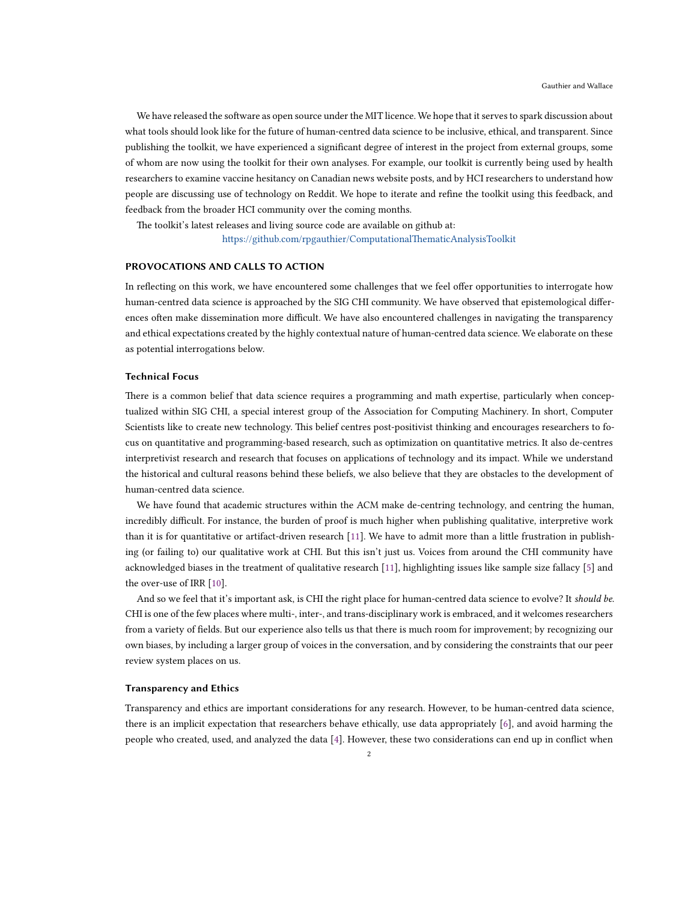We have released the software as open source under the MIT licence. We hope that it serves to spark discussion about what tools should look like for the future of human-centred data science to be inclusive, ethical, and transparent. Since publishing the toolkit, we have experienced a significant degree of interest in the project from external groups, some of whom are now using the toolkit for their own analyses. For example, our toolkit is currently being used by health researchers to examine vaccine hesitancy on Canadian news website posts, and by HCI researchers to understand how people are discussing use of technology on Reddit. We hope to iterate and refine the toolkit using this feedback, and feedback from the broader HCI community over the coming months.

The toolkit's latest releases and living source code are available on github at:

https://github.com/rpgauthier/ComputationalThematicAnalysisToolkit

## PROVOCATIONS AND CALLS TO ACTION

In reflecting on this work, we have encountered some challenges that we feel offer opportunities to interrogate how human-centred data science is approached by the SIG CHI community. We have observed that epistemological differences often make dissemination more difficult. We have also encountered challenges in navigating the transparency and ethical expectations created by the highly contextual nature of human-centred data science. We elaborate on these as potential interrogations below.

### Technical Focus

There is a common belief that data science requires a programming and math expertise, particularly when conceptualized within SIG CHI, a special interest group of the Association for Computing Machinery. In short, Computer Scientists like to create new technology. This belief centres post-positivist thinking and encourages researchers to focus on quantitative and programming-based research, such as optimization on quantitative metrics. It also de-centres interpretivist research and research that focuses on applications of technology and its impact. While we understand the historical and cultural reasons behind these beliefs, we also believe that they are obstacles to the development of human-centred data science.

We have found that academic structures within the ACM make de-centring technology, and centring the human, incredibly difficult. For instance, the burden of proof is much higher when publishing qualitative, interpretive work than it is for quantitative or artifact-driven research [11]. We have to admit more than a little frustration in publishing (or failing to) our qualitative work at CHI. But this isn't just us. Voices from around the CHI community have acknowledged biases in the treatment of qualitative research [11], highlighting issues like sample size fallacy [5] and the over-use of IRR [10].

And so we feel that it's important ask, is CHI the right place for human-centred data science to evolve? It *should be*. CHI is one of the few places where multi-, inter-, and trans-disciplinary work is embraced, and it welcomes researchers from a variety of fields. But our experience also tells us that there is much room for improvement; by recognizing our own biases, by including a larger group of voices in the conversation, and by considering the constraints that our peer review system places on us.

### Transparency and Ethics

Transparency and ethics are important considerations for any research. However, to be human-centred data science, there is an implicit expectation that researchers behave ethically, use data appropriately [6], and avoid harming the people who created, used, and analyzed the data [4]. However, these two considerations can end up in conflict when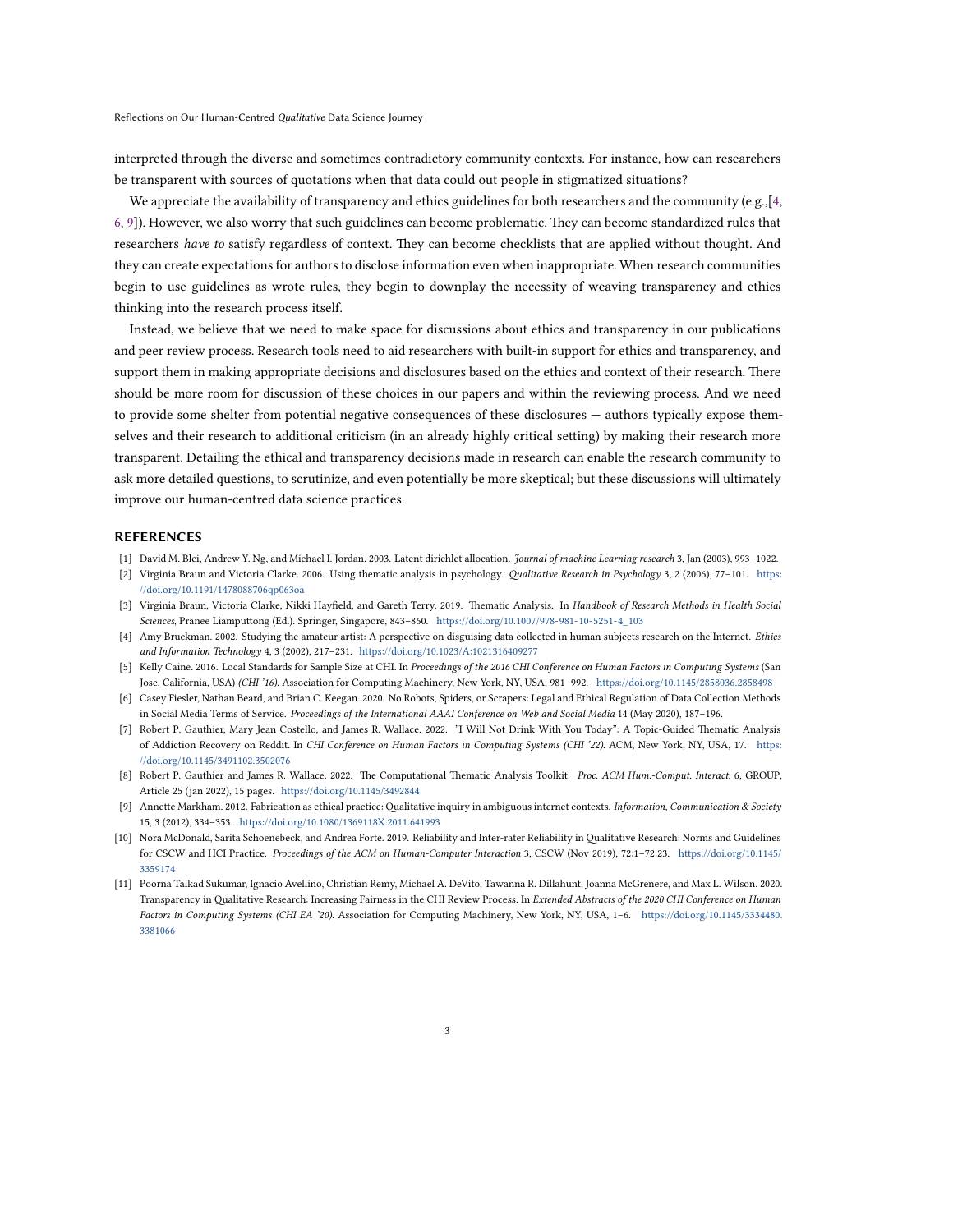interpreted through the diverse and sometimes contradictory community contexts. For instance, how can researchers be transparent with sources of quotations when that data could out people in stigmatized situations?

We appreciate the availability of transparency and ethics guidelines for both researchers and the community (e.g.,[4, 6, 9]). However, we also worry that such guidelines can become problematic. They can become standardized rules that researchers *have to* satisfy regardless of context. They can become checklists that are applied without thought. And they can create expectations for authors to disclose information even when inappropriate. When research communities begin to use guidelines as wrote rules, they begin to downplay the necessity of weaving transparency and ethics thinking into the research process itself.

Instead, we believe that we need to make space for discussions about ethics and transparency in our publications and peer review process. Research tools need to aid researchers with built-in support for ethics and transparency, and support them in making appropriate decisions and disclosures based on the ethics and context of their research. There should be more room for discussion of these choices in our papers and within the reviewing process. And we need to provide some shelter from potential negative consequences of these disclosures — authors typically expose themselves and their research to additional criticism (in an already highly critical setting) by making their research more transparent. Detailing the ethical and transparency decisions made in research can enable the research community to ask more detailed questions, to scrutinize, and even potentially be more skeptical; but these discussions will ultimately improve our human-centred data science practices.

## REFERENCES

[1] David M. Blei, Andrew Y. Ng, and Michael I. Jordan. 2003. Latent dirichlet allocation. *Journal of machine Learning research* 3, Jan (2003), 993–1022.

[2] Virginia Braun and Victoria Clarke. 2006. Using thematic analysis in psychology. *Qualitative Research in Psychology* 3, 2 (2006), 77–101. https://doi.org/10.1191/1478088706qp063oa

[3] Virginia Braun, Victoria Clarke, Nikki Hayfield, and Gareth Terry. 2019. Thematic Analysis. In *Handbook of Research Methods in Health Social Sciences*, Pranee Liamputtong (Ed.). Springer, Singapore, 843–860. https://doi.org/10.1007/978-981-10-5251-4_103

[4] Amy Bruckman. 2002. Studying the amateur artist: A perspective on disguising data collected in human subjects research on the Internet. *Ethics and Information Technology* 4, 3 (2002), 217–231. https://doi.org/10.1023/A:1021316409277

[5] Kelly Caine. 2016. Local Standards for Sample Size at CHI. In *Proceedings of the 2016 CHI Conference on Human Factors in Computing Systems* (San Jose, California, USA) *(CHI '16)*. Association for Computing Machinery, New York, NY, USA, 981–992. https://doi.org/10.1145/2858036.2858498

[6] Casey Fiesler, Nathan Beard, and Brian C. Keegan. 2020. No Robots, Spiders, or Scrapers: Legal and Ethical Regulation of Data Collection Methods in Social Media Terms of Service. *Proceedings of the International AAAI Conference on Web and Social Media* 14 (May 2020), 187–196.

[7] Robert P. Gauthier, Mary Jean Costello, and James R. Wallace. 2022. "I Will Not Drink With You Today": A Topic-Guided Thematic Analysis of Addiction Recovery on Reddit. In *CHI Conference on Human Factors in Computing Systems (CHI '22)*. ACM, New York, NY, USA, 17. https://doi.org/10.1145/3491102.3502076

[8] Robert P. Gauthier and James R. Wallace. 2022. The Computational Thematic Analysis Toolkit. *Proc. ACM Hum.-Comput. Interact.* 6, GROUP, Article 25 (jan 2022), 15 pages. https://doi.org/10.1145/3492844

[9] Annette Markham. 2012. Fabrication as ethical practice: Qualitative inquiry in ambiguous internet contexts. *Information, Communication & Society* 15, 3 (2012), 334–353. https://doi.org/10.1080/1369118X.2011.641993

[10] Nora McDonald, Sarita Schoenebeck, and Andrea Forte. 2019. Reliability and Inter-rater Reliability in Qualitative Research: Norms and Guidelines for CSCW and HCI Practice. *Proceedings of the ACM on Human-Computer Interaction* 3, CSCW (Nov 2019), 72:1–72:23. https://doi.org/10.1145/3359174

[11] Poorna Talkad Sukumar, Ignacio Avellino, Christian Remy, Michael A. DeVito, Tawanna R. Dillahunt, Joanna McGrenere, and Max L. Wilson. 2020. Transparency in Qualitative Research: Increasing Fairness in the CHI Review Process. In *Extended Abstracts of the 2020 CHI Conference on Human Factors in Computing Systems (CHI EA '20)*. Association for Computing Machinery, New York, NY, USA, 1–6. https://doi.org/10.1145/3334480.3381066